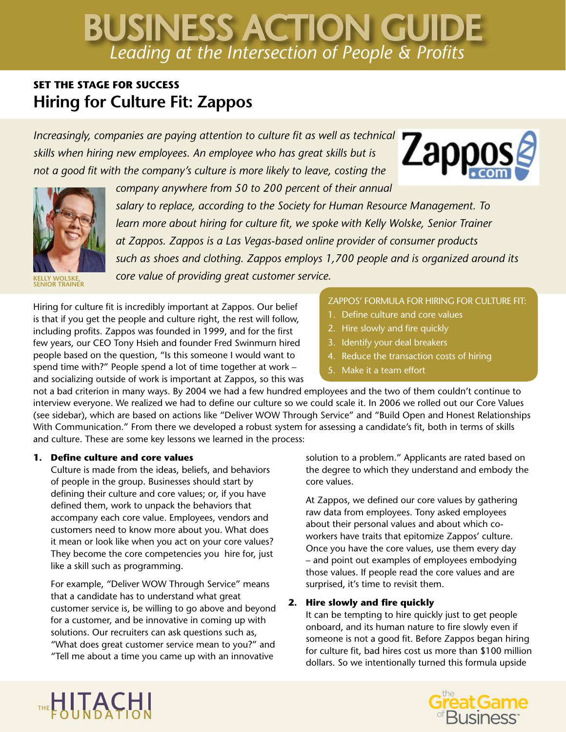# BUSINESS ACTION GUIDE

*Leading at the Intersection of People & Profits*

**SET THE STAGE FOR SUCCESS**

## Hiring for Culture Fit: Zappos

*Increasingly, companies are paying attention to culture fit as well as technical skills when hiring new employees. An employee who has great skills but is not a good fit with the company's culture is more likely to leave, costing the company anywhere from 50 to 200 percent of their annual salary to replace, according to the Society for Human Resource Management. To learn more about hiring for culture fit, we spoke with Kelly Wolske, Senior Trainer at Zappos. Zappos is a Las Vegas-based online provider of consumer products such as shoes and clothing. Zappos employs 1,700 people and is organized around its core value of providing great customer service.*

KELLY WOLSKE, SENIOR TRAINER

Hiring for culture fit is incredibly important at Zappos. Our belief is that if you get the people and culture right, the rest will follow, including profits. Zappos was founded in 1999, and for the first few years, our CEO Tony Hsieh and founder Fred Swinmurn hired people based on the question, "Is this someone I would want to spend time with?" People spend a lot of time together at work – and socializing outside of work is important at Zappos, so this was not a bad criterion in many ways. By 2004 we had a few hundred employees and the two of them couldn't continue to interview everyone. We realized we had to define our culture so we could scale it. In 2006 we rolled out our Core Values (see sidebar), which are based on actions like "Deliver WOW Through Service" and "Build Open and Honest Relationships With Communication." From there we developed a robust system for assessing a candidate's fit, both in terms of skills and culture. These are some key lessons we learned in the process:

ZAPPOS' FORMULA FOR HIRING FOR CULTURE FIT:

1. Define culture and core values
2. Hire slowly and fire quickly
3. Identify your deal breakers
4. Reduce the transaction costs of hiring
5. Make it a team effort

**1. Define culture and core values**

Culture is made from the ideas, beliefs, and behaviors of people in the group. Businesses should start by defining their culture and core values; or, if you have defined them, work to unpack the behaviors that accompany each core value. Employees, vendors and customers need to know more about you. What does it mean or look like when you act on your core values? They become the core competencies you hire for, just like a skill such as programming.

For example, "Deliver WOW Through Service" means that a candidate has to understand what great customer service is, be willing to go above and beyond for a customer, and be innovative in coming up with solutions. Our recruiters can ask questions such as, "What does great customer service mean to you?" and "Tell me about a time you came up with an innovative solution to a problem." Applicants are rated based on the degree to which they understand and embody the core values.

At Zappos, we defined our core values by gathering raw data from employees. Tony asked employees about their personal values and about which co-workers have traits that epitomize Zappos' culture. Once you have the core values, use them every day – and point out examples of employees embodying those values. If people read the core values and are surprised, it's time to revisit them.

**2. Hire slowly and fire quickly**

It can be tempting to hire quickly just to get people onboard, and its human nature to fire slowly even if someone is not a good fit. Before Zappos began hiring for culture fit, bad hires cost us more than $100 million dollars. So we intentionally turned this formula upside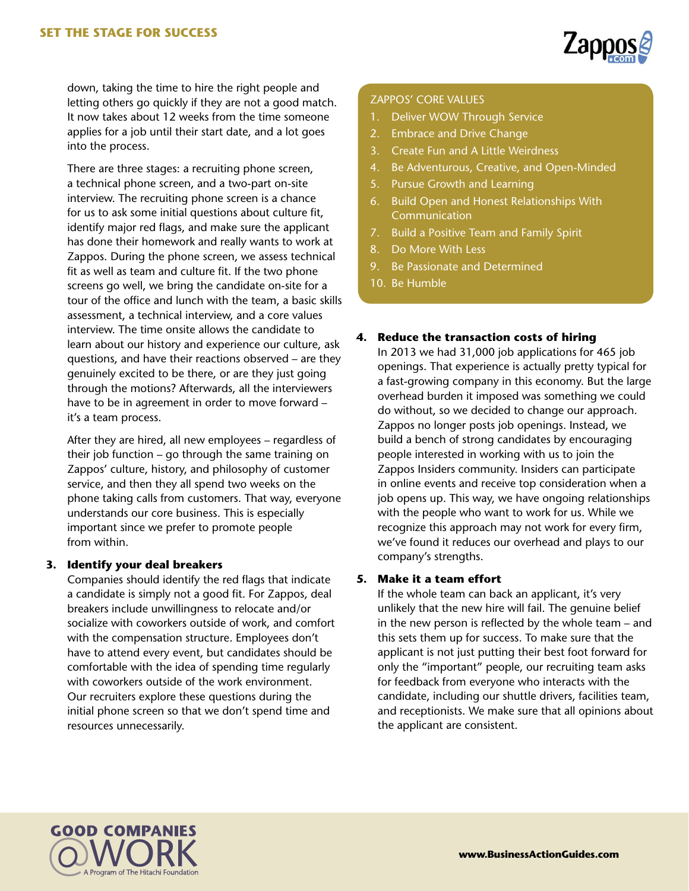down, taking the time to hire the right people and letting others go quickly if they are not a good match. It now takes about 12 weeks from the time someone applies for a job until their start date, and a lot goes into the process.

There are three stages: a recruiting phone screen, a technical phone screen, and a two-part on-site interview. The recruiting phone screen is a chance for us to ask some initial questions about culture fit, identify major red flags, and make sure the applicant has done their homework and really wants to work at Zappos. During the phone screen, we assess technical fit as well as team and culture fit. If the two phone screens go well, we bring the candidate on-site for a tour of the office and lunch with the team, a basic skills assessment, a technical interview, and a core values interview. The time onsite allows the candidate to learn about our history and experience our culture, ask questions, and have their reactions observed – are they genuinely excited to be there, or are they just going through the motions? Afterwards, all the interviewers have to be in agreement in order to move forward – it's a team process.

After they are hired, all new employees – regardless of their job function – go through the same training on Zappos' culture, history, and philosophy of customer service, and then they all spend two weeks on the phone taking calls from customers. That way, everyone understands our core business. This is especially important since we prefer to promote people from within.

**3. Identify your deal breakers**

Companies should identify the red flags that indicate a candidate is simply not a good fit. For Zappos, deal breakers include unwillingness to relocate and/or socialize with coworkers outside of work, and comfort with the compensation structure. Employees don't have to attend every event, but candidates should be comfortable with the idea of spending time regularly with coworkers outside of the work environment. Our recruiters explore these questions during the initial phone screen so that we don't spend time and resources unnecessarily.

ZAPPOS' CORE VALUES

1. Deliver WOW Through Service
2. Embrace and Drive Change
3. Create Fun and A Little Weirdness
4. Be Adventurous, Creative, and Open-Minded
5. Pursue Growth and Learning
6. Build Open and Honest Relationships With Communication
7. Build a Positive Team and Family Spirit
8. Do More With Less
9. Be Passionate and Determined
10. Be Humble

**4. Reduce the transaction costs of hiring**

In 2013 we had 31,000 job applications for 465 job openings. That experience is actually pretty typical for a fast-growing company in this economy. But the large overhead burden it imposed was something we could do without, so we decided to change our approach. Zappos no longer posts job openings. Instead, we build a bench of strong candidates by encouraging people interested in working with us to join the Zappos Insiders community. Insiders can participate in online events and receive top consideration when a job opens up. This way, we have ongoing relationships with the people who want to work for us. While we recognize this approach may not work for every firm, we've found it reduces our overhead and plays to our company's strengths.

**5. Make it a team effort**

If the whole team can back an applicant, it's very unlikely that the new hire will fail. The genuine belief in the new person is reflected by the whole team – and this sets them up for success. To make sure that the applicant is not just putting their best foot forward for only the "important" people, our recruiting team asks for feedback from everyone who interacts with the candidate, including our shuttle drivers, facilities team, and receptionists. We make sure that all opinions about the applicant are consistent.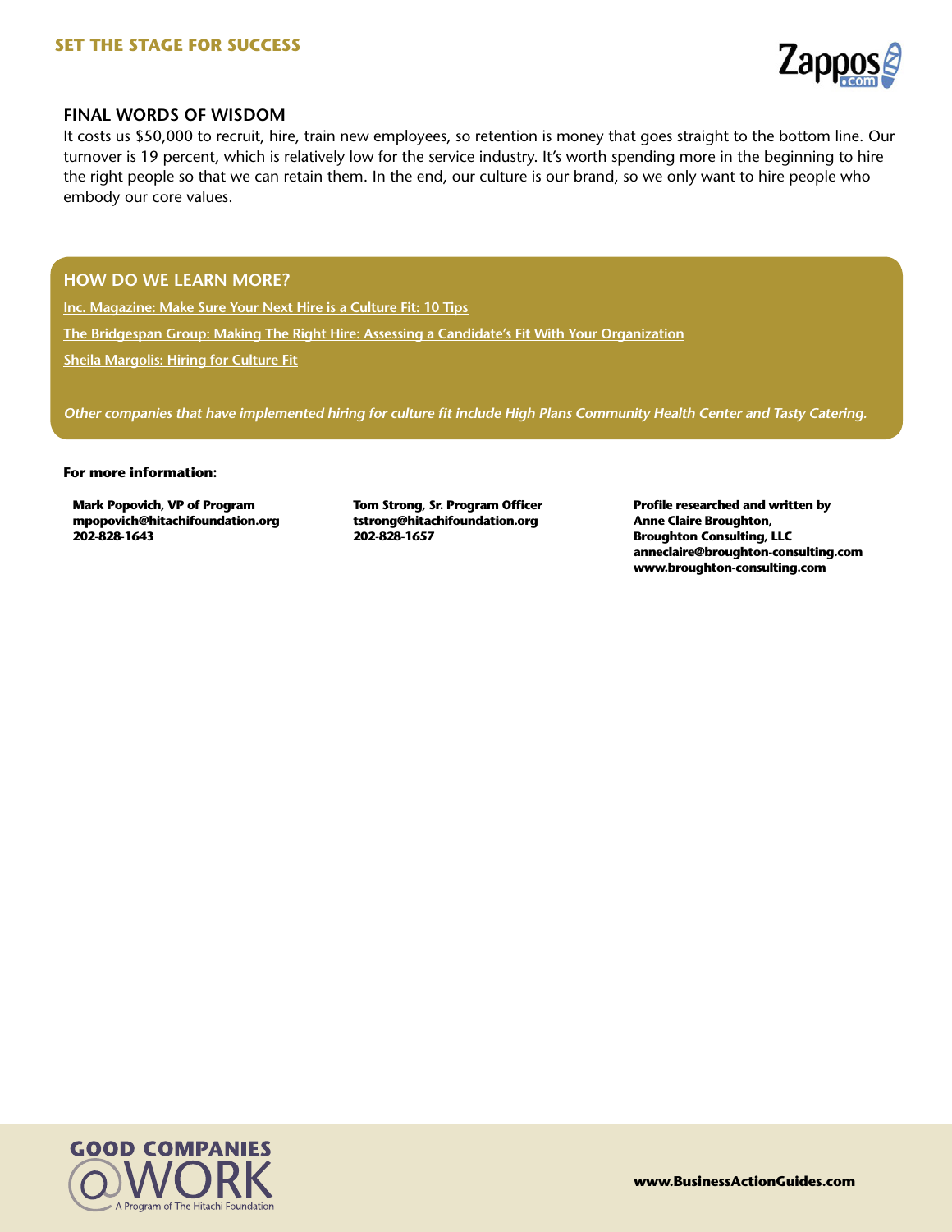## FINAL WORDS OF WISDOM

It costs us $50,000 to recruit, hire, train new employees, so retention is money that goes straight to the bottom line. Our turnover is 19 percent, which is relatively low for the service industry. It's worth spending more in the beginning to hire the right people so that we can retain them. In the end, our culture is our brand, so we only want to hire people who embody our core values.

## HOW DO WE LEARN MORE?

Inc. Magazine: Make Sure Your Next Hire is a Culture Fit: 10 Tips

The Bridgespan Group: Making The Right Hire: Assessing a Candidate's Fit With Your Organization

Sheila Margolis: Hiring for Culture Fit

*Other companies that have implemented hiring for culture fit include High Plans Community Health Center and Tasty Catering.*

**For more information:**

**Mark Popovich, VP of Program**
**mpopovich@hitachifoundation.org**
**202-828-1643**

**Tom Strong, Sr. Program Officer**
**tstrong@hitachifoundation.org**
**202-828-1657**

**Profile researched and written by**
**Anne Claire Broughton,**
**Broughton Consulting, LLC**
**anneclaire@broughton-consulting.com**
**www.broughton-consulting.com**

GOOD COMPANIES @WORK
A Program of The Hitachi Foundation

**www.BusinessActionGuides.com**